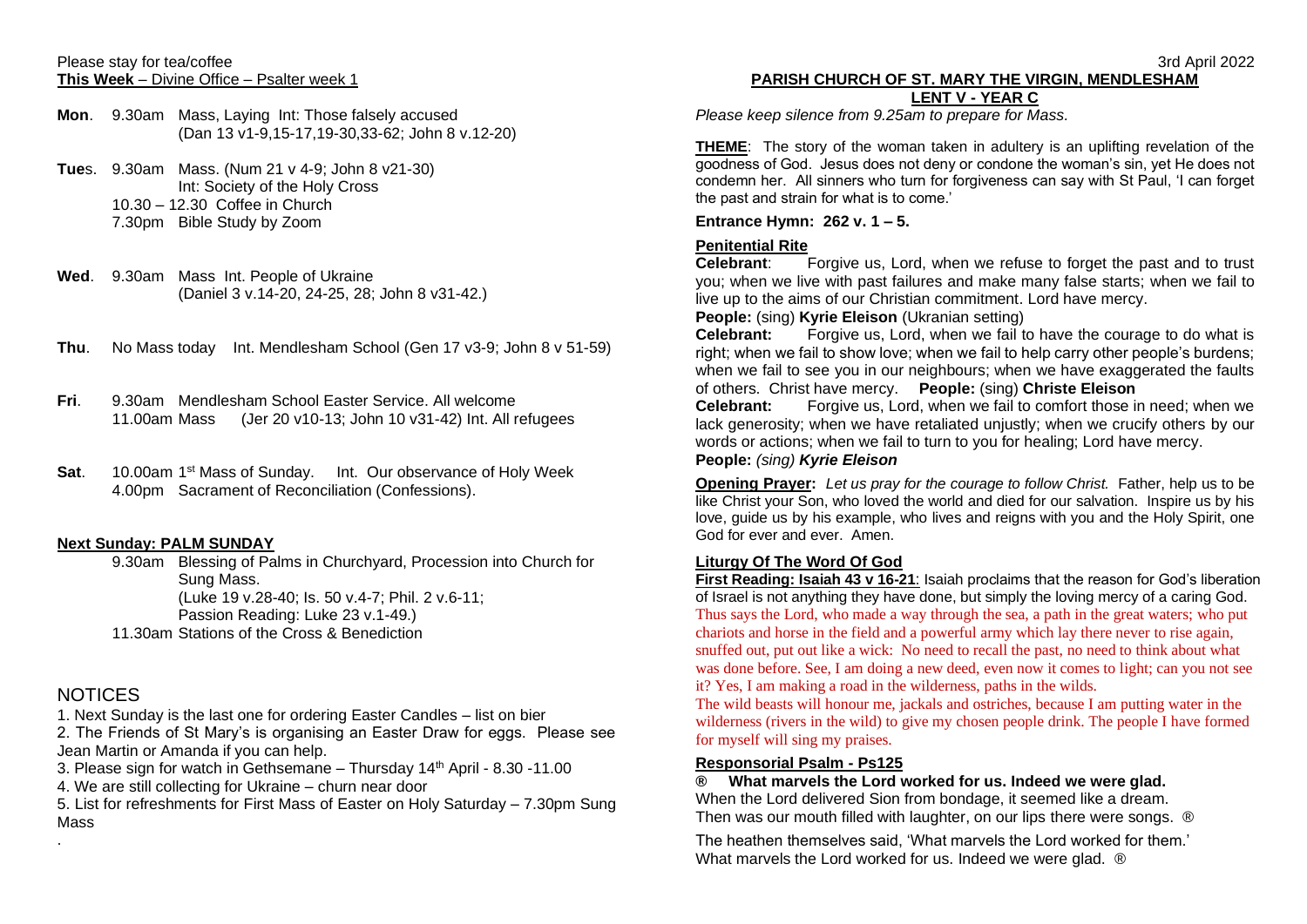Please stay for tea/coffee
**This Week** – Divine Office – Psalter week 1

**Mon**. 9.30am Mass, Laying Int: Those falsely accused
(Dan 13 v1-9,15-17,19-30,33-62; John 8 v.12-20)

**Tue**s. 9.30am Mass. (Num 21 v 4-9; John 8 v21-30)
Int: Society of the Holy Cross
10.30 – 12.30 Coffee in Church
7.30pm Bible Study by Zoom

**Wed**. 9.30am Mass Int. People of Ukraine
(Daniel 3 v.14-20, 24-25, 28; John 8 v31-42.)

**Thu**. No Mass today Int. Mendlesham School (Gen 17 v3-9; John 8 v 51-59)

**Fri**. 9.30am Mendlesham School Easter Service. All welcome
11.00am Mass (Jer 20 v10-13; John 10 v31-42) Int. All refugees

**Sat**. 10.00am 1st Mass of Sunday. Int. Our observance of Holy Week
4.00pm Sacrament of Reconciliation (Confessions).

**Next Sunday: PALM SUNDAY**

9.30am Blessing of Palms in Churchyard, Procession into Church for Sung Mass.
(Luke 19 v.28-40; Is. 50 v.4-7; Phil. 2 v.6-11;
Passion Reading: Luke 23 v.1-49.)
11.30am Stations of the Cross & Benediction

## NOTICES

1. Next Sunday is the last one for ordering Easter Candles – list on bier
2. The Friends of St Mary's is organising an Easter Draw for eggs. Please see Jean Martin or Amanda if you can help.
3. Please sign for watch in Gethsemane – Thursday 14th April - 8.30 -11.00
4. We are still collecting for Ukraine – churn near door
5. List for refreshments for First Mass of Easter on Holy Saturday – 7.30pm Sung Mass

.

3rd April 2022

**PARISH CHURCH OF ST. MARY THE VIRGIN, MENDLESHAM**

**LENT V - YEAR C**

*Please keep silence from 9.25am to prepare for Mass.*

**THEME**: The story of the woman taken in adultery is an uplifting revelation of the goodness of God. Jesus does not deny or condone the woman's sin, yet He does not condemn her. All sinners who turn for forgiveness can say with St Paul, 'I can forget the past and strain for what is to come.'

**Entrance Hymn: 262 v. 1 – 5.**

**Penitential Rite**

**Celebrant**: Forgive us, Lord, when we refuse to forget the past and to trust you; when we live with past failures and make many false starts; when we fail to live up to the aims of our Christian commitment. Lord have mercy.

**People:** (sing) **Kyrie Eleison** (Ukranian setting)

**Celebrant:** Forgive us, Lord, when we fail to have the courage to do what is right; when we fail to show love; when we fail to help carry other people's burdens; when we fail to see you in our neighbours; when we have exaggerated the faults of others. Christ have mercy. **People:** (sing) **Christe Eleison**

**Celebrant:** Forgive us, Lord, when we fail to comfort those in need; when we lack generosity; when we have retaliated unjustly; when we crucify others by our words or actions; when we fail to turn to you for healing; Lord have mercy.

**People:** *(sing)* ***Kyrie Eleison***

**Opening Prayer:** *Let us pray for the courage to follow Christ.* Father, help us to be like Christ your Son, who loved the world and died for our salvation. Inspire us by his love, guide us by his example, who lives and reigns with you and the Holy Spirit, one God for ever and ever. Amen.

**Liturgy Of The Word Of God**

**First Reading: Isaiah 43 v 16-21**: Isaiah proclaims that the reason for God's liberation of Israel is not anything they have done, but simply the loving mercy of a caring God.

Thus says the Lord, who made a way through the sea, a path in the great waters; who put chariots and horse in the field and a powerful army which lay there never to rise again, snuffed out, put out like a wick: No need to recall the past, no need to think about what was done before. See, I am doing a new deed, even now it comes to light; can you not see it? Yes, I am making a road in the wilderness, paths in the wilds.

The wild beasts will honour me, jackals and ostriches, because I am putting water in the wilderness (rivers in the wild) to give my chosen people drink. The people I have formed for myself will sing my praises.

**Responsorial Psalm - Ps125**

**® What marvels the Lord worked for us. Indeed we were glad.**

When the Lord delivered Sion from bondage, it seemed like a dream.
Then was our mouth filled with laughter, on our lips there were songs. ®

The heathen themselves said, 'What marvels the Lord worked for them.'
What marvels the Lord worked for us. Indeed we were glad. ®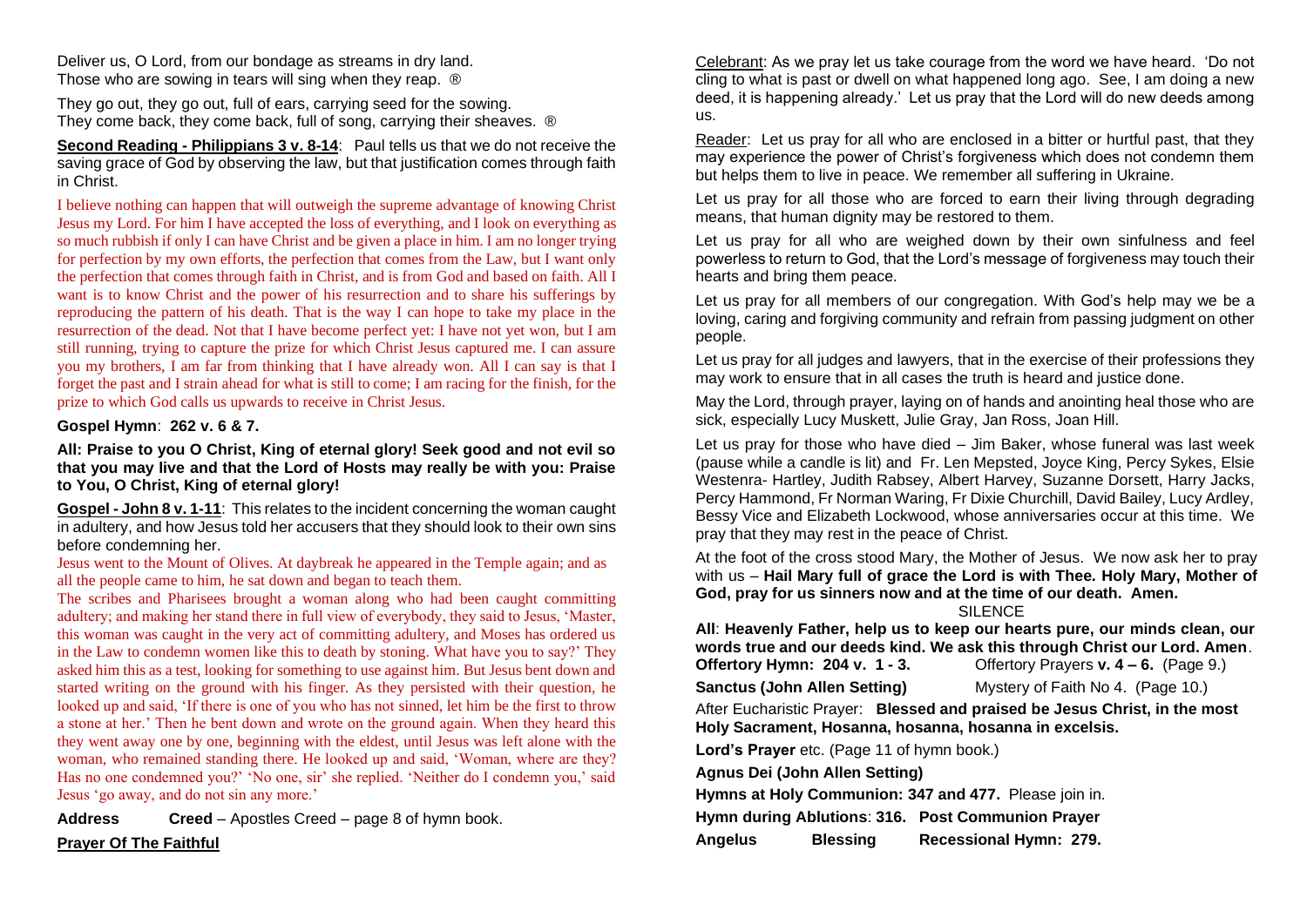Deliver us, O Lord, from our bondage as streams in dry land.
Those who are sowing in tears will sing when they reap. ®

They go out, they go out, full of ears, carrying seed for the sowing.
They come back, they come back, full of song, carrying their sheaves. ®

**Second Reading - Philippians 3 v. 8-14**: Paul tells us that we do not receive the saving grace of God by observing the law, but that justification comes through faith in Christ.

I believe nothing can happen that will outweigh the supreme advantage of knowing Christ Jesus my Lord. For him I have accepted the loss of everything, and I look on everything as so much rubbish if only I can have Christ and be given a place in him. I am no longer trying for perfection by my own efforts, the perfection that comes from the Law, but I want only the perfection that comes through faith in Christ, and is from God and based on faith. All I want is to know Christ and the power of his resurrection and to share his sufferings by reproducing the pattern of his death. That is the way I can hope to take my place in the resurrection of the dead. Not that I have become perfect yet: I have not yet won, but I am still running, trying to capture the prize for which Christ Jesus captured me. I can assure you my brothers, I am far from thinking that I have already won. All I can say is that I forget the past and I strain ahead for what is still to come; I am racing for the finish, for the prize to which God calls us upwards to receive in Christ Jesus.

**Gospel Hymn**: **262 v. 6 & 7.**

**All: Praise to you O Christ, King of eternal glory! Seek good and not evil so that you may live and that the Lord of Hosts may really be with you: Praise to You, O Christ, King of eternal glory!**

**Gospel - John 8 v. 1-11**: This relates to the incident concerning the woman caught in adultery, and how Jesus told her accusers that they should look to their own sins before condemning her.

Jesus went to the Mount of Olives. At daybreak he appeared in the Temple again; and as all the people came to him, he sat down and began to teach them.

The scribes and Pharisees brought a woman along who had been caught committing adultery; and making her stand there in full view of everybody, they said to Jesus, 'Master, this woman was caught in the very act of committing adultery, and Moses has ordered us in the Law to condemn women like this to death by stoning. What have you to say?' They asked him this as a test, looking for something to use against him. But Jesus bent down and started writing on the ground with his finger. As they persisted with their question, he looked up and said, 'If there is one of you who has not sinned, let him be the first to throw a stone at her.' Then he bent down and wrote on the ground again. When they heard this they went away one by one, beginning with the eldest, until Jesus was left alone with the woman, who remained standing there. He looked up and said, 'Woman, where are they? Has no one condemned you?' 'No one, sir' she replied. 'Neither do I condemn you,' said Jesus 'go away, and do not sin any more.'

**Address** **Creed** – Apostles Creed – page 8 of hymn book.

**Prayer Of The Faithful**

Celebrant: As we pray let us take courage from the word we have heard. 'Do not cling to what is past or dwell on what happened long ago. See, I am doing a new deed, it is happening already.' Let us pray that the Lord will do new deeds among us.

Reader: Let us pray for all who are enclosed in a bitter or hurtful past, that they may experience the power of Christ's forgiveness which does not condemn them but helps them to live in peace. We remember all suffering in Ukraine.

Let us pray for all those who are forced to earn their living through degrading means, that human dignity may be restored to them.

Let us pray for all who are weighed down by their own sinfulness and feel powerless to return to God, that the Lord's message of forgiveness may touch their hearts and bring them peace.

Let us pray for all members of our congregation. With God's help may we be a loving, caring and forgiving community and refrain from passing judgment on other people.

Let us pray for all judges and lawyers, that in the exercise of their professions they may work to ensure that in all cases the truth is heard and justice done.

May the Lord, through prayer, laying on of hands and anointing heal those who are sick, especially Lucy Muskett, Julie Gray, Jan Ross, Joan Hill.

Let us pray for those who have died – Jim Baker, whose funeral was last week (pause while a candle is lit) and Fr. Len Mepsted, Joyce King, Percy Sykes, Elsie Westenra- Hartley, Judith Rabsey, Albert Harvey, Suzanne Dorsett, Harry Jacks, Percy Hammond, Fr Norman Waring, Fr Dixie Churchill, David Bailey, Lucy Ardley, Bessy Vice and Elizabeth Lockwood, whose anniversaries occur at this time. We pray that they may rest in the peace of Christ.

At the foot of the cross stood Mary, the Mother of Jesus. We now ask her to pray with us – **Hail Mary full of grace the Lord is with Thee. Holy Mary, Mother of God, pray for us sinners now and at the time of our death. Amen.**

SILENCE

**All**: **Heavenly Father, help us to keep our hearts pure, our minds clean, our words true and our deeds kind. We ask this through Christ our Lord. Amen**.

**Offertory Hymn: 204 v. 1 - 3.** Offertory Prayers **v. 4 – 6.** (Page 9.)

**Sanctus (John Allen Setting)** Mystery of Faith No 4. (Page 10.)

After Eucharistic Prayer: **Blessed and praised be Jesus Christ, in the most Holy Sacrament, Hosanna, hosanna, hosanna in excelsis.**

**Lord's Prayer** etc. (Page 11 of hymn book.)

**Agnus Dei (John Allen Setting)**

**Hymns at Holy Communion: 347 and 477.** Please join in.

**Hymn during Ablutions**: **316. Post Communion Prayer**

**Angelus** **Blessing** **Recessional Hymn: 279.**